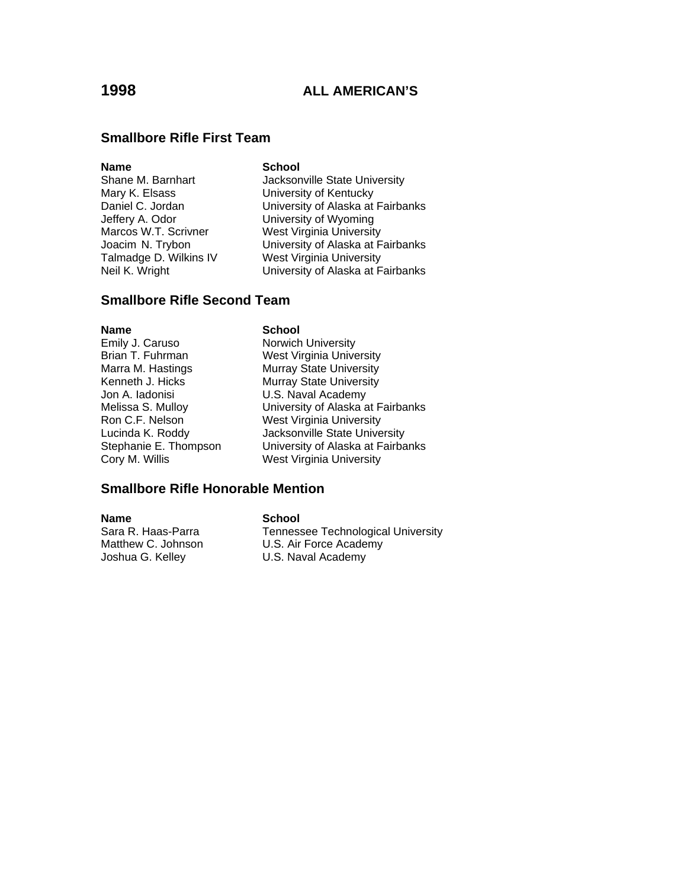# 1998 ALL AMERICAN'S

## Smallbore Rifle First Team

| Name | School |
| --- | --- |
| Shane M. Barnhart | Jacksonville State University |
| Mary K. Elsass | University of Kentucky |
| Daniel C. Jordan | University of Alaska at Fairbanks |
| Jeffery A. Odor | University of Wyoming |
| Marcos W.T. Scrivner | West Virginia University |
| Joacim N. Trybon | University of Alaska at Fairbanks |
| Talmadge D. Wilkins IV | West Virginia University |
| Neil K. Wright | University of Alaska at Fairbanks |

## Smallbore Rifle Second Team

| Name | School |
| --- | --- |
| Emily J. Caruso | Norwich University |
| Brian T. Fuhrman | West Virginia University |
| Marra M. Hastings | Murray State University |
| Kenneth J. Hicks | Murray State University |
| Jon A. Iadonisi | U.S. Naval Academy |
| Melissa S. Mulloy | University of Alaska at Fairbanks |
| Ron C.F. Nelson | West Virginia University |
| Lucinda K. Roddy | Jacksonville State University |
| Stephanie E. Thompson | University of Alaska at Fairbanks |
| Cory M. Willis | West Virginia University |

## Smallbore Rifle Honorable Mention

| Name | School |
| --- | --- |
| Sara R. Haas-Parra | Tennessee Technological University |
| Matthew C. Johnson | U.S. Air Force Academy |
| Joshua G. Kelley | U.S. Naval Academy |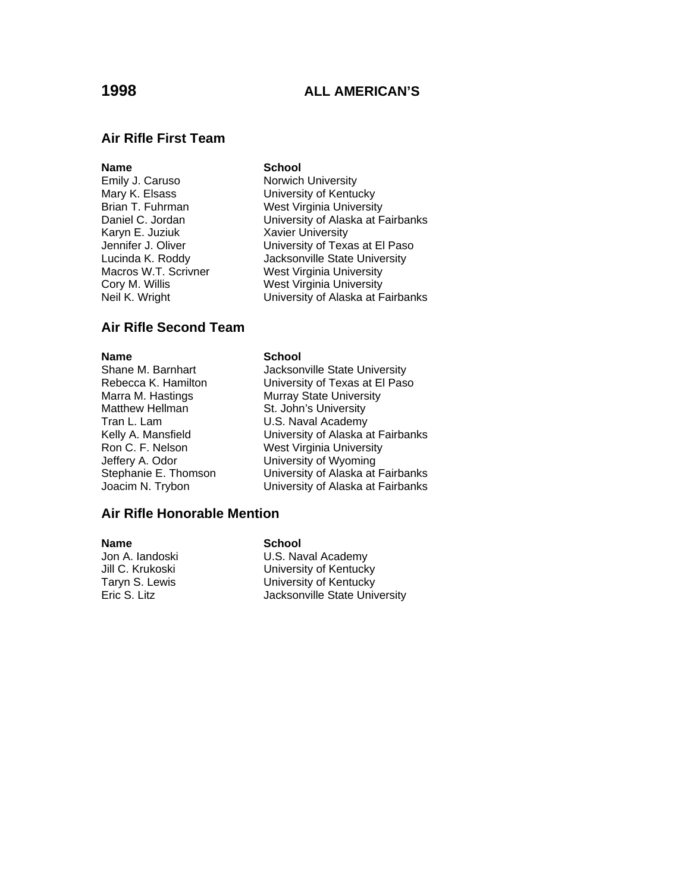# 1998 ALL AMERICAN'S

## Air Rifle First Team

| Name | School |
|---|---|
| Emily J. Caruso | Norwich University |
| Mary K. Elsass | University of Kentucky |
| Brian T. Fuhrman | West Virginia University |
| Daniel C. Jordan | University of Alaska at Fairbanks |
| Karyn E. Juziuk | Xavier University |
| Jennifer J. Oliver | University of Texas at El Paso |
| Lucinda K. Roddy | Jacksonville State University |
| Macros W.T. Scrivner | West Virginia University |
| Cory M. Willis | West Virginia University |
| Neil K. Wright | University of Alaska at Fairbanks |

## Air Rifle Second Team

| Name | School |
|---|---|
| Shane M. Barnhart | Jacksonville State University |
| Rebecca K. Hamilton | University of Texas at El Paso |
| Marra M. Hastings | Murray State University |
| Matthew Hellman | St. John's University |
| Tran L. Lam | U.S. Naval Academy |
| Kelly A. Mansfield | University of Alaska at Fairbanks |
| Ron C. F. Nelson | West Virginia University |
| Jeffery A. Odor | University of Wyoming |
| Stephanie E. Thomson | University of Alaska at Fairbanks |
| Joacim N. Trybon | University of Alaska at Fairbanks |

## Air Rifle Honorable Mention

| Name | School |
|---|---|
| Jon A. Iandoski | U.S. Naval Academy |
| Jill C. Krukoski | University of Kentucky |
| Taryn S. Lewis | University of Kentucky |
| Eric S. Litz | Jacksonville State University |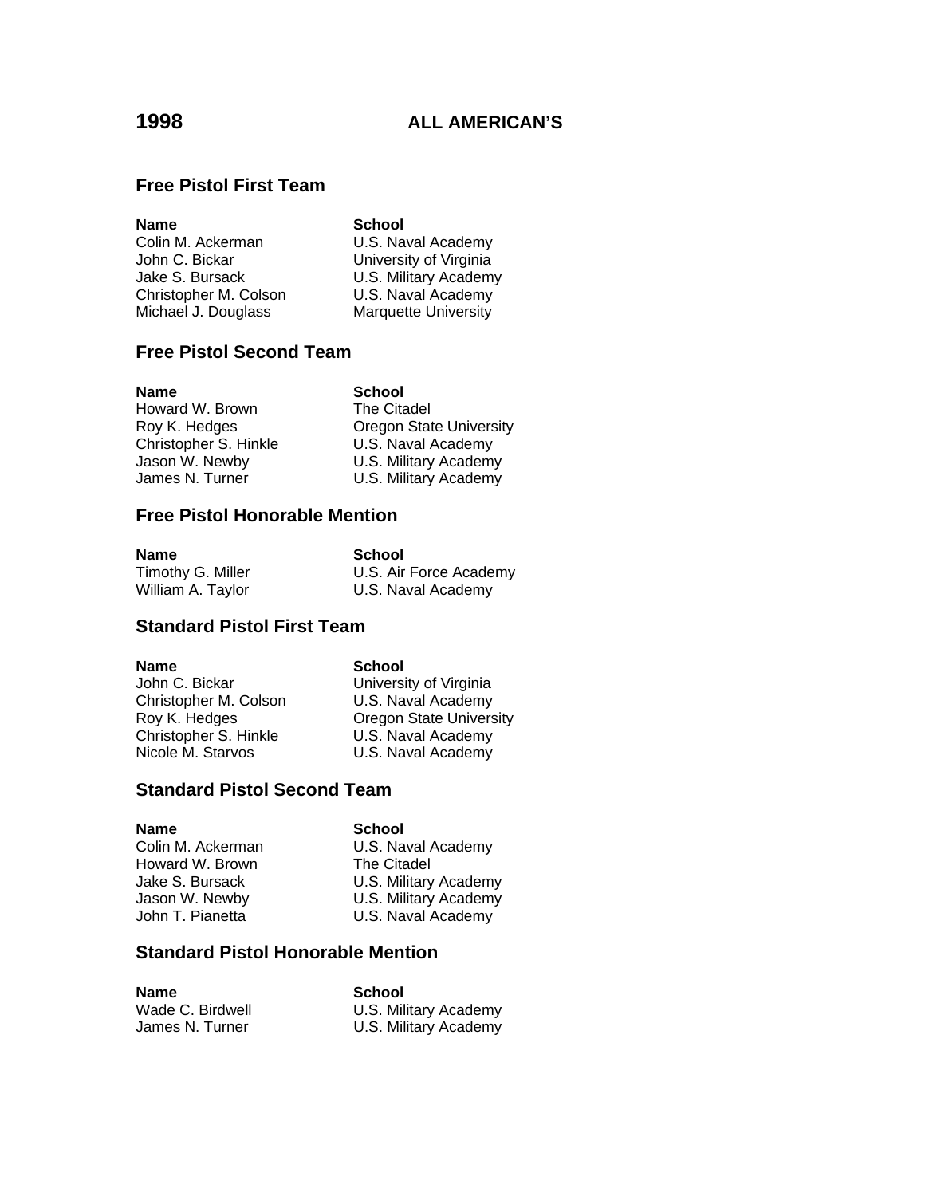# 1998 ALL AMERICAN'S

## Free Pistol First Team

| Name | School |
|---|---|
| Colin M. Ackerman | U.S. Naval Academy |
| John C. Bickar | University of Virginia |
| Jake S. Bursack | U.S. Military Academy |
| Christopher M. Colson | U.S. Naval Academy |
| Michael J. Douglass | Marquette University |

## Free Pistol Second Team

| Name | School |
|---|---|
| Howard W. Brown | The Citadel |
| Roy K. Hedges | Oregon State University |
| Christopher S. Hinkle | U.S. Naval Academy |
| Jason W. Newby | U.S. Military Academy |
| James N. Turner | U.S. Military Academy |

## Free Pistol Honorable Mention

| Name | School |
|---|---|
| Timothy G. Miller | U.S. Air Force Academy |
| William A. Taylor | U.S. Naval Academy |

## Standard Pistol First Team

| Name | School |
|---|---|
| John C. Bickar | University of Virginia |
| Christopher M. Colson | U.S. Naval Academy |
| Roy K. Hedges | Oregon State University |
| Christopher S. Hinkle | U.S. Naval Academy |
| Nicole M. Starvos | U.S. Naval Academy |

## Standard Pistol Second Team

| Name | School |
|---|---|
| Colin M. Ackerman | U.S. Naval Academy |
| Howard W. Brown | The Citadel |
| Jake S. Bursack | U.S. Military Academy |
| Jason W. Newby | U.S. Military Academy |
| John T. Pianetta | U.S. Naval Academy |

## Standard Pistol Honorable Mention

| Name | School |
|---|---|
| Wade C. Birdwell | U.S. Military Academy |
| James N. Turner | U.S. Military Academy |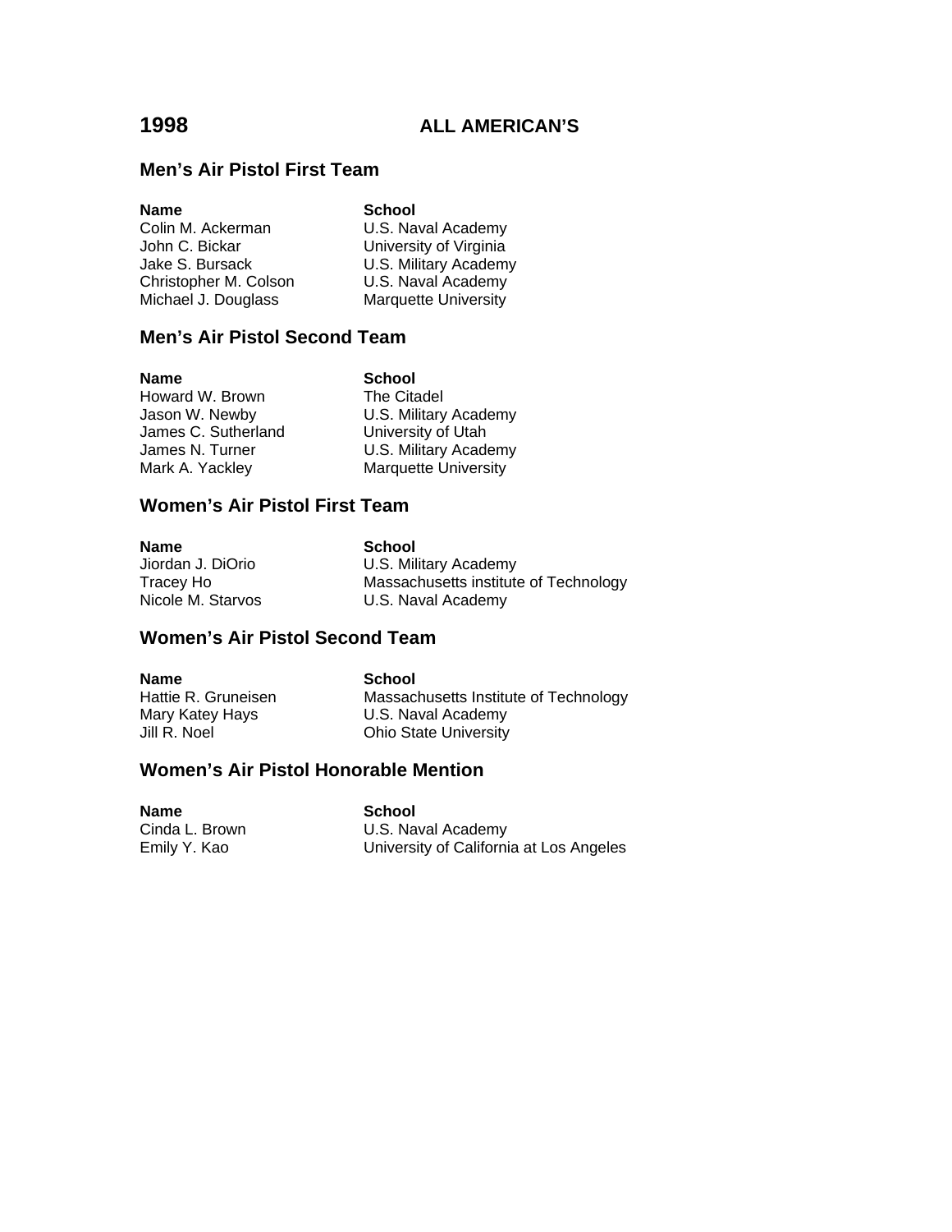# 1998 ALL AMERICAN'S

## Men's Air Pistol First Team

| Name | School |
|---|---|
| Colin M. Ackerman | U.S. Naval Academy |
| John C. Bickar | University of Virginia |
| Jake S. Bursack | U.S. Military Academy |
| Christopher M. Colson | U.S. Naval Academy |
| Michael J. Douglass | Marquette University |

## Men's Air Pistol Second Team

| Name | School |
|---|---|
| Howard W. Brown | The Citadel |
| Jason W. Newby | U.S. Military Academy |
| James C. Sutherland | University of Utah |
| James N. Turner | U.S. Military Academy |
| Mark A. Yackley | Marquette University |

## Women's Air Pistol First Team

| Name | School |
|---|---|
| Jiordan J. DiOrio | U.S. Military Academy |
| Tracey Ho | Massachusetts institute of Technology |
| Nicole M. Starvos | U.S. Naval Academy |

## Women's Air Pistol Second Team

| Name | School |
|---|---|
| Hattie R. Gruneisen | Massachusetts Institute of Technology |
| Mary Katey Hays | U.S. Naval Academy |
| Jill R. Noel | Ohio State University |

## Women's Air Pistol Honorable Mention

| Name | School |
|---|---|
| Cinda L. Brown | U.S. Naval Academy |
| Emily Y. Kao | University of California at Los Angeles |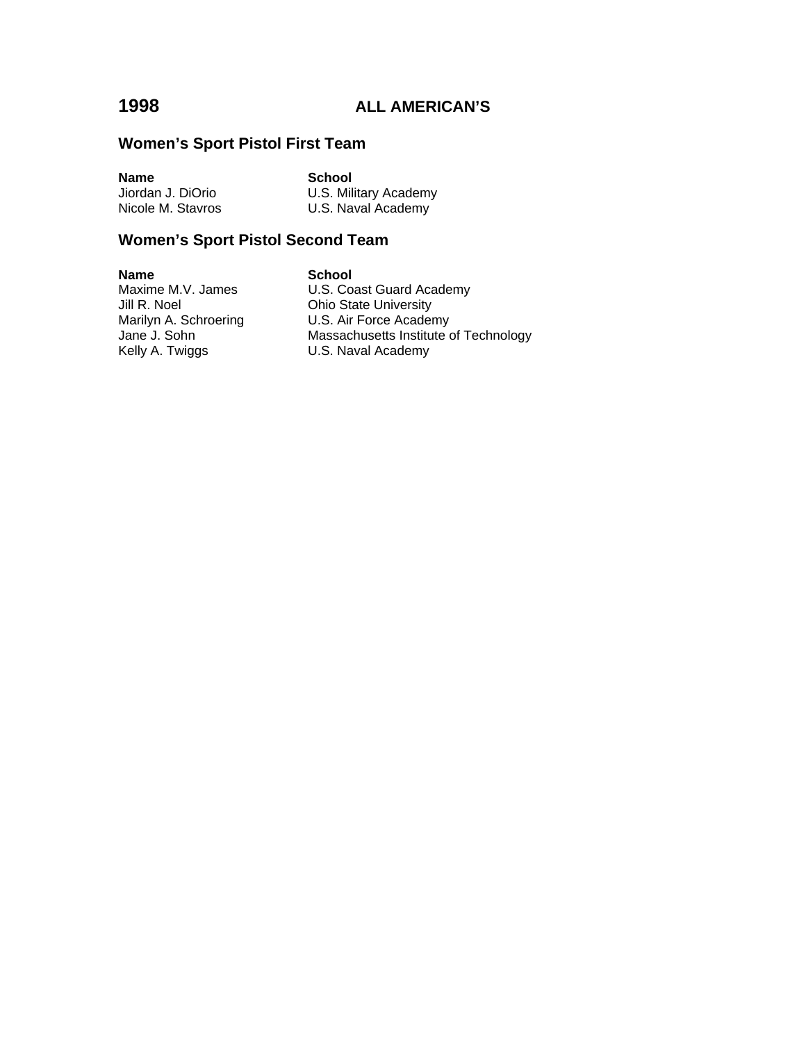# 1998 ALL AMERICAN'S

## Women's Sport Pistol First Team

| Name | School |
| --- | --- |
| Jiordan J. DiOrio | U.S. Military Academy |
| Nicole M. Stavros | U.S. Naval Academy |

## Women's Sport Pistol Second Team

| Name | School |
| --- | --- |
| Maxime M.V. James | U.S. Coast Guard Academy |
| Jill R. Noel | Ohio State University |
| Marilyn A. Schroering | U.S. Air Force Academy |
| Jane J. Sohn | Massachusetts Institute of Technology |
| Kelly A. Twiggs | U.S. Naval Academy |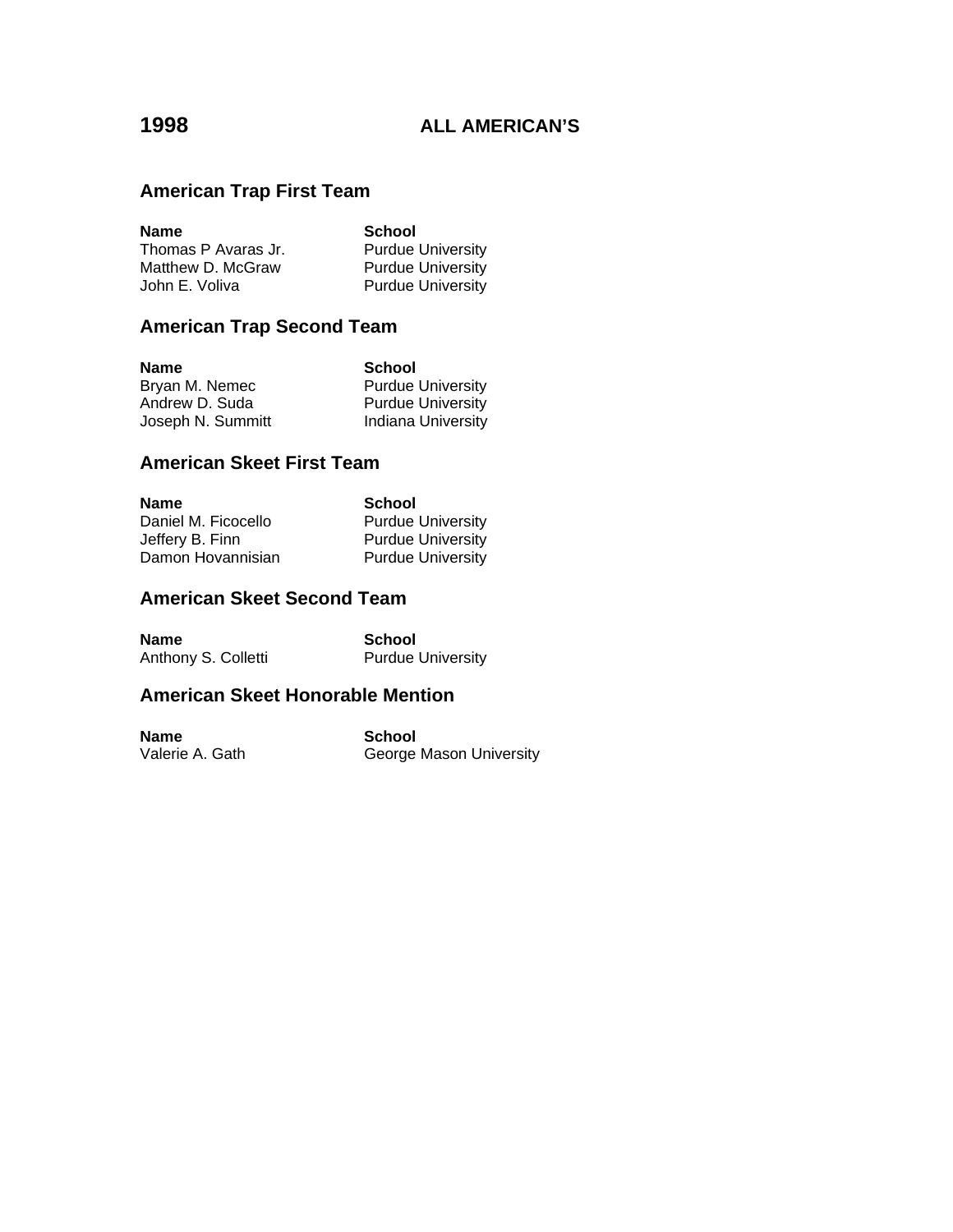# 1998 ALL AMERICAN'S

## American Trap First Team

| Name | School |
| --- | --- |
| Thomas P Avaras Jr. | Purdue University |
| Matthew D. McGraw | Purdue University |
| John E. Voliva | Purdue University |

## American Trap Second Team

| Name | School |
| --- | --- |
| Bryan M. Nemec | Purdue University |
| Andrew D. Suda | Purdue University |
| Joseph N. Summitt | Indiana University |

## American Skeet First Team

| Name | School |
| --- | --- |
| Daniel M. Ficocello | Purdue University |
| Jeffery B. Finn | Purdue University |
| Damon Hovannisian | Purdue University |

## American Skeet Second Team

| Name | School |
| --- | --- |
| Anthony S. Colletti | Purdue University |

## American Skeet Honorable Mention

| Name | School |
| --- | --- |
| Valerie A. Gath | George Mason University |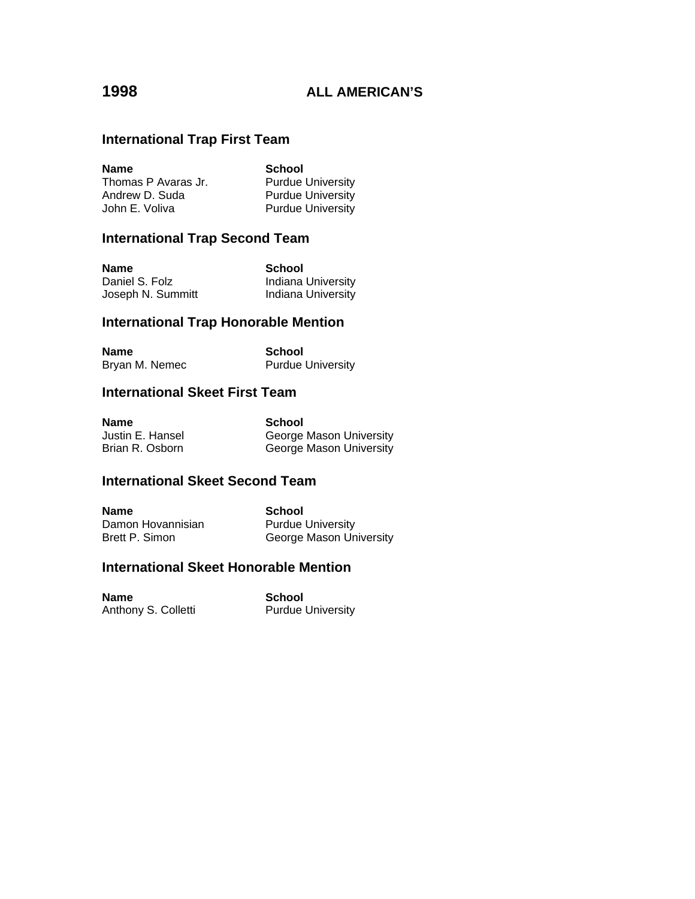# 1998 ALL AMERICAN'S

## International Trap First Team

| Name | School |
|---|---|
| Thomas P Avaras Jr. | Purdue University |
| Andrew D. Suda | Purdue University |
| John E. Voliva | Purdue University |

## International Trap Second Team

| Name | School |
|---|---|
| Daniel S. Folz | Indiana University |
| Joseph N. Summitt | Indiana University |

## International Trap Honorable Mention

| Name | School |
|---|---|
| Bryan M. Nemec | Purdue University |

## International Skeet First Team

| Name | School |
|---|---|
| Justin E. Hansel | George Mason University |
| Brian R. Osborn | George Mason University |

## International Skeet Second Team

| Name | School |
|---|---|
| Damon Hovannisian | Purdue University |
| Brett P. Simon | George Mason University |

## International Skeet Honorable Mention

| Name | School |
|---|---|
| Anthony S. Colletti | Purdue University |